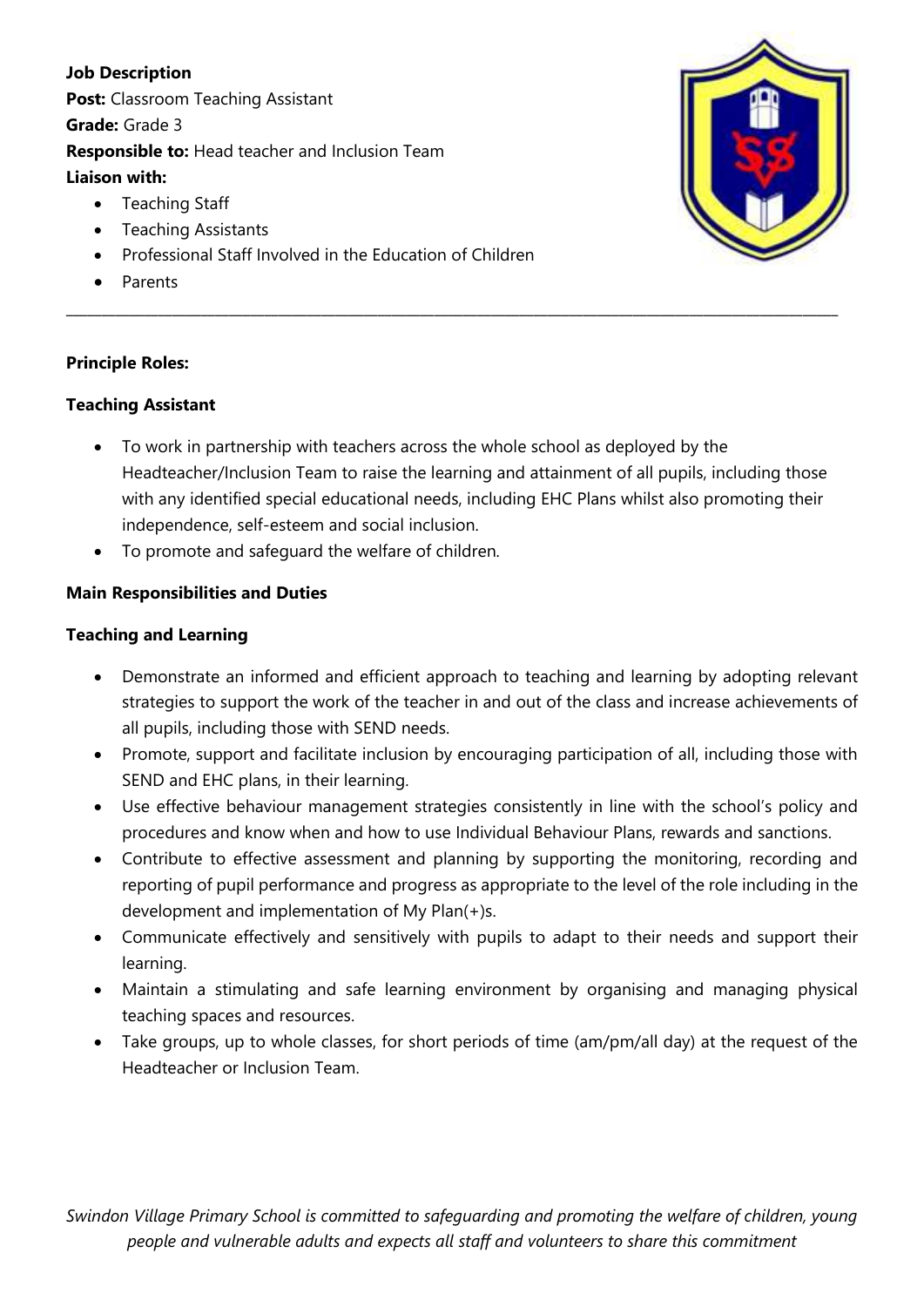**Job Description**

**Post:** Classroom Teaching Assistant

**Grade:** Grade 3

**Responsible to:** Head teacher and Inclusion Team

**Liaison with:**

- Teaching Staff
- Teaching Assistants
- Professional Staff Involved in the Education of Children
- Parents

---

**Principle Roles:**

**Teaching Assistant**

- To work in partnership with teachers across the whole school as deployed by the Headteacher/Inclusion Team to raise the learning and attainment of all pupils, including those with any identified special educational needs, including EHC Plans whilst also promoting their independence, self-esteem and social inclusion.
- To promote and safeguard the welfare of children.

**Main Responsibilities and Duties**

**Teaching and Learning**

- Demonstrate an informed and efficient approach to teaching and learning by adopting relevant strategies to support the work of the teacher in and out of the class and increase achievements of all pupils, including those with SEND needs.
- Promote, support and facilitate inclusion by encouraging participation of all, including those with SEND and EHC plans, in their learning.
- Use effective behaviour management strategies consistently in line with the school's policy and procedures and know when and how to use Individual Behaviour Plans, rewards and sanctions.
- Contribute to effective assessment and planning by supporting the monitoring, recording and reporting of pupil performance and progress as appropriate to the level of the role including in the development and implementation of My Plan(+)s.
- Communicate effectively and sensitively with pupils to adapt to their needs and support their learning.
- Maintain a stimulating and safe learning environment by organising and managing physical teaching spaces and resources.
- Take groups, up to whole classes, for short periods of time (am/pm/all day) at the request of the Headteacher or Inclusion Team.

*Swindon Village Primary School is committed to safeguarding and promoting the welfare of children, young people and vulnerable adults and expects all staff and volunteers to share this commitment*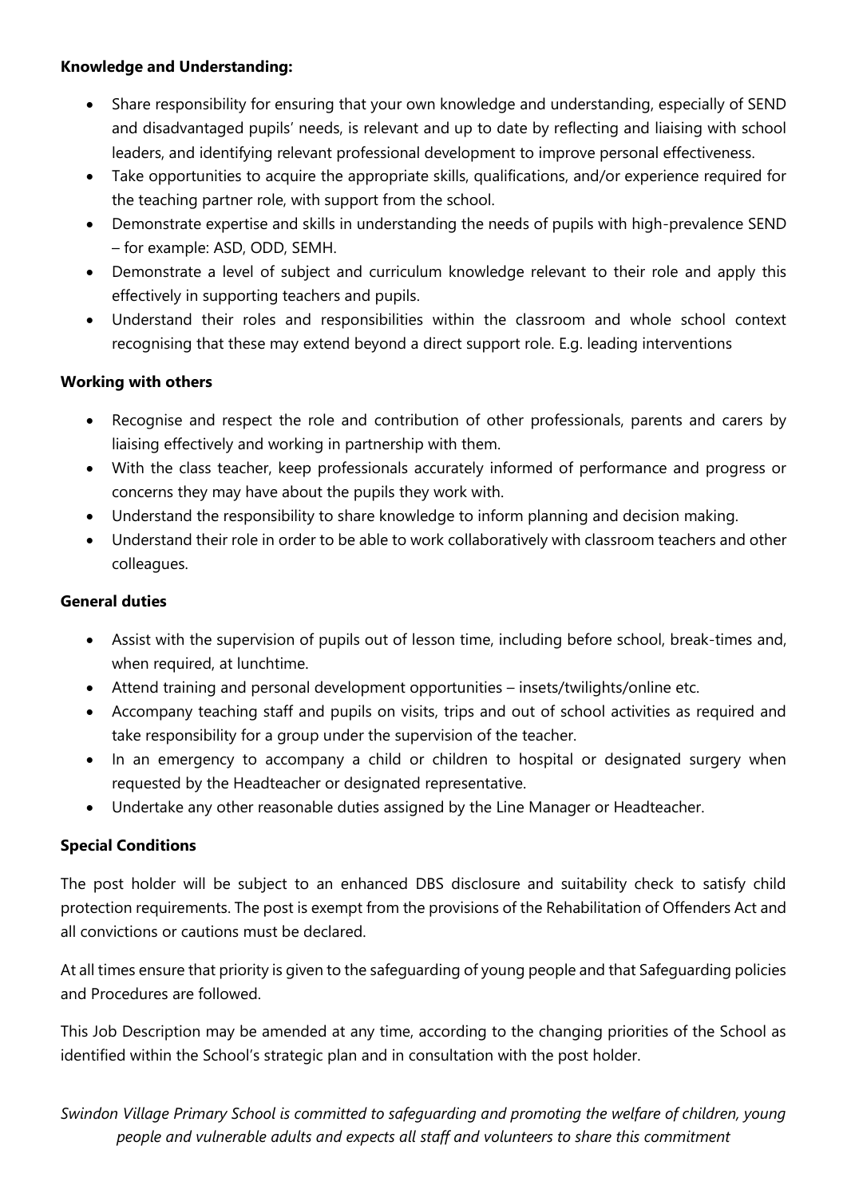**Knowledge and Understanding:**

- Share responsibility for ensuring that your own knowledge and understanding, especially of SEND and disadvantaged pupils' needs, is relevant and up to date by reflecting and liaising with school leaders, and identifying relevant professional development to improve personal effectiveness.
- Take opportunities to acquire the appropriate skills, qualifications, and/or experience required for the teaching partner role, with support from the school.
- Demonstrate expertise and skills in understanding the needs of pupils with high-prevalence SEND – for example: ASD, ODD, SEMH.
- Demonstrate a level of subject and curriculum knowledge relevant to their role and apply this effectively in supporting teachers and pupils.
- Understand their roles and responsibilities within the classroom and whole school context recognising that these may extend beyond a direct support role. E.g. leading interventions

**Working with others**

- Recognise and respect the role and contribution of other professionals, parents and carers by liaising effectively and working in partnership with them.
- With the class teacher, keep professionals accurately informed of performance and progress or concerns they may have about the pupils they work with.
- Understand the responsibility to share knowledge to inform planning and decision making.
- Understand their role in order to be able to work collaboratively with classroom teachers and other colleagues.

**General duties**

- Assist with the supervision of pupils out of lesson time, including before school, break-times and, when required, at lunchtime.
- Attend training and personal development opportunities – insets/twilights/online etc.
- Accompany teaching staff and pupils on visits, trips and out of school activities as required and take responsibility for a group under the supervision of the teacher.
- In an emergency to accompany a child or children to hospital or designated surgery when requested by the Headteacher or designated representative.
- Undertake any other reasonable duties assigned by the Line Manager or Headteacher.

**Special Conditions**

The post holder will be subject to an enhanced DBS disclosure and suitability check to satisfy child protection requirements. The post is exempt from the provisions of the Rehabilitation of Offenders Act and all convictions or cautions must be declared.

At all times ensure that priority is given to the safeguarding of young people and that Safeguarding policies and Procedures are followed.

This Job Description may be amended at any time, according to the changing priorities of the School as identified within the School's strategic plan and in consultation with the post holder.

*Swindon Village Primary School is committed to safeguarding and promoting the welfare of children, young people and vulnerable adults and expects all staff and volunteers to share this commitment*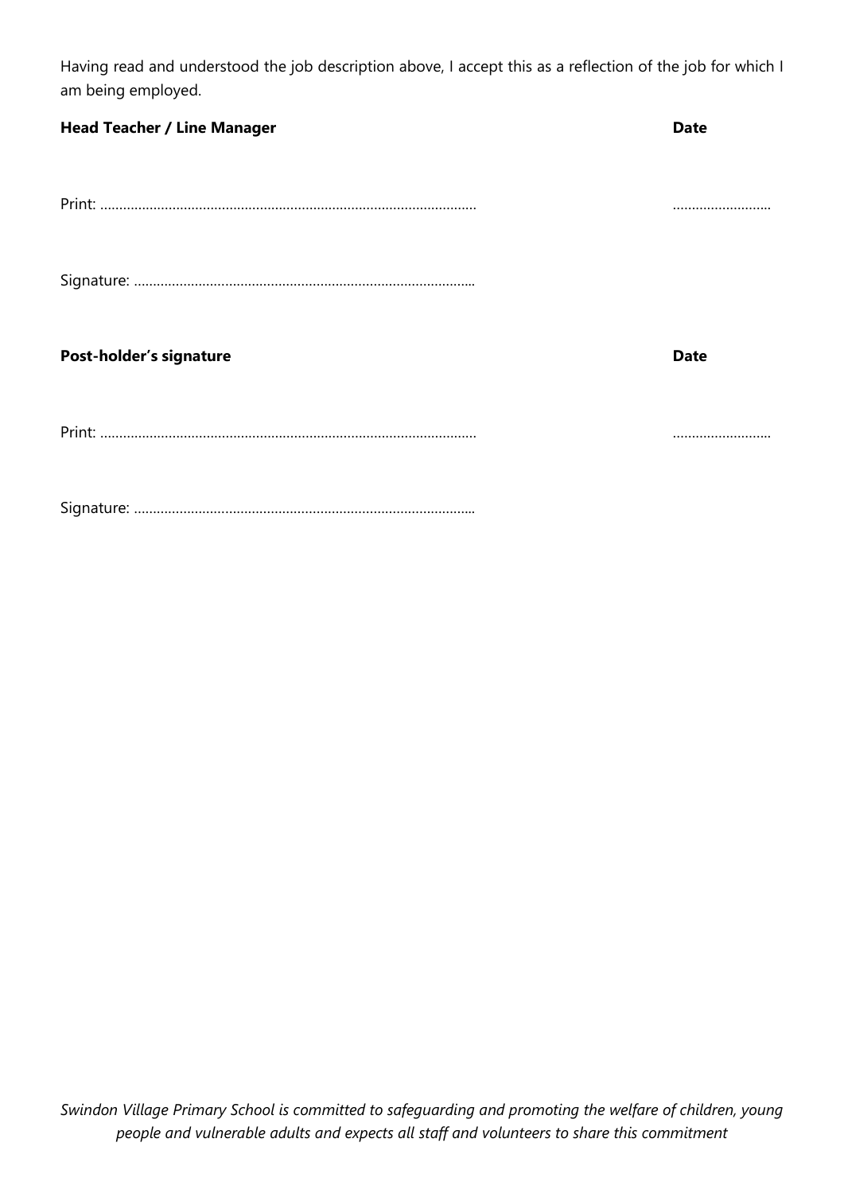Having read and understood the job description above, I accept this as a reflection of the job for which I am being employed.

**Head Teacher / Line Manager** **Date**

Print: ……………………………………………………………………………………… ……………………..

Signature: ……………………………………………………………………………..

**Post-holder's signature** **Date**

Print: ……………………………………………………………………………………… ……………………..

Signature: ……………………………………………………………………………..

*Swindon Village Primary School is committed to safeguarding and promoting the welfare of children, young people and vulnerable adults and expects all staff and volunteers to share this commitment*